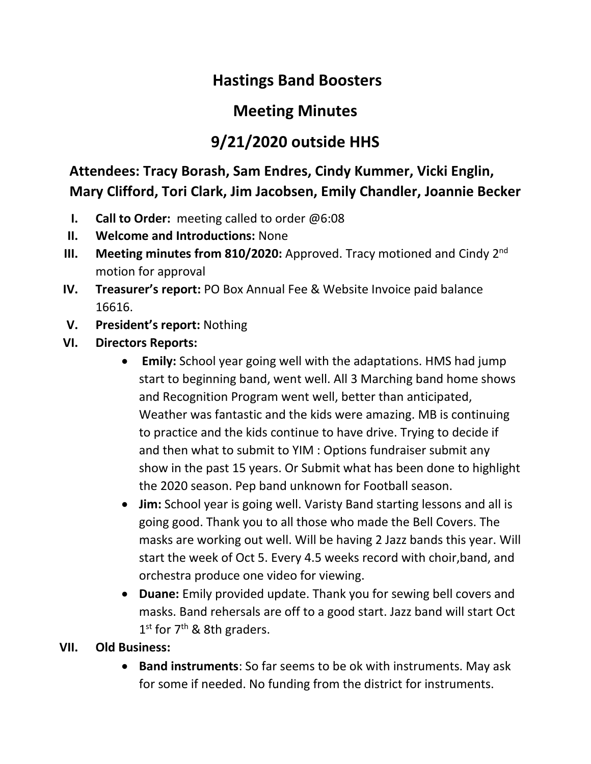# Hastings Band Boosters

## Meeting Minutes

## 9/21/2020 outside HHS

**Attendees: Tracy Borash, Sam Endres, Cindy Kummer, Vicki Englin, Mary Clifford, Tori Clark, Jim Jacobsen, Emily Chandler, Joannie Becker**

I. **Call to Order:** meeting called to order @6:08

II. **Welcome and Introductions:** None

III. **Meeting minutes from 810/2020:** Approved. Tracy motioned and Cindy 2nd motion for approval

IV. **Treasurer's report:** PO Box Annual Fee & Website Invoice paid balance 16616.

V. **President's report:** Nothing

VI. **Directors Reports:**

- **Emily:** School year going well with the adaptations. HMS had jump start to beginning band, went well. All 3 Marching band home shows and Recognition Program went well, better than anticipated, Weather was fantastic and the kids were amazing. MB is continuing to practice and the kids continue to have drive. Trying to decide if and then what to submit to YIM : Options fundraiser submit any show in the past 15 years. Or Submit what has been done to highlight the 2020 season. Pep band unknown for Football season.
- **Jim:** School year is going well. Varisty Band starting lessons and all is going good. Thank you to all those who made the Bell Covers. The masks are working out well. Will be having 2 Jazz bands this year. Will start the week of Oct 5. Every 4.5 weeks record with choir,band, and orchestra produce one video for viewing.
- **Duane:** Emily provided update. Thank you for sewing bell covers and masks. Band rehersals are off to a good start. Jazz band will start Oct 1st for 7th & 8th graders.

VII. **Old Business:**

- **Band instruments**: So far seems to be ok with instruments. May ask for some if needed. No funding from the district for instruments.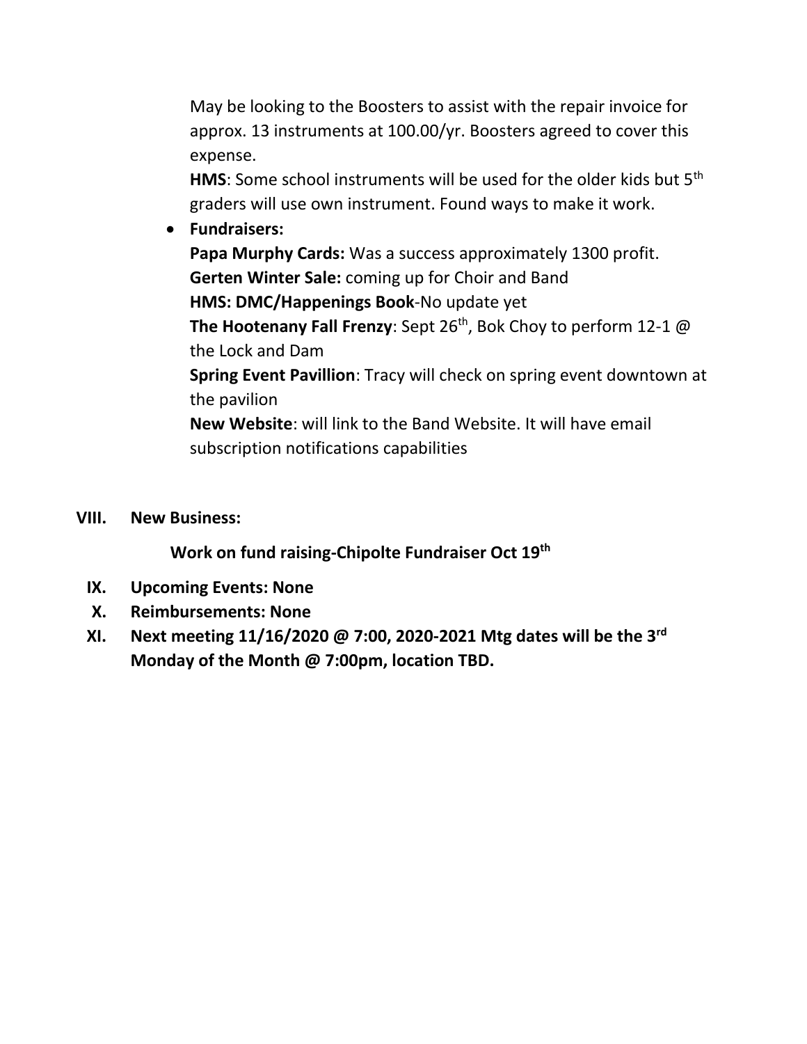May be looking to the Boosters to assist with the repair invoice for approx. 13 instruments at 100.00/yr. Boosters agreed to cover this expense.

**HMS**: Some school instruments will be used for the older kids but 5th graders will use own instrument. Found ways to make it work.

- **Fundraisers:**

  **Papa Murphy Cards:** Was a success approximately 1300 profit.

  **Gerten Winter Sale:** coming up for Choir and Band

  **HMS: DMC/Happenings Book**-No update yet

  **The Hootenany Fall Frenzy**: Sept 26th, Bok Choy to perform 12-1 @ the Lock and Dam

  **Spring Event Pavillion**: Tracy will check on spring event downtown at the pavilion

  **New Website**: will link to the Band Website. It will have email subscription notifications capabilities

**VIII. New Business:**

**Work on fund raising-Chipolte Fundraiser Oct 19th**

**IX. Upcoming Events: None**

**X. Reimbursements: None**

**XI. Next meeting 11/16/2020 @ 7:00, 2020-2021 Mtg dates will be the 3rd Monday of the Month @ 7:00pm, location TBD.**